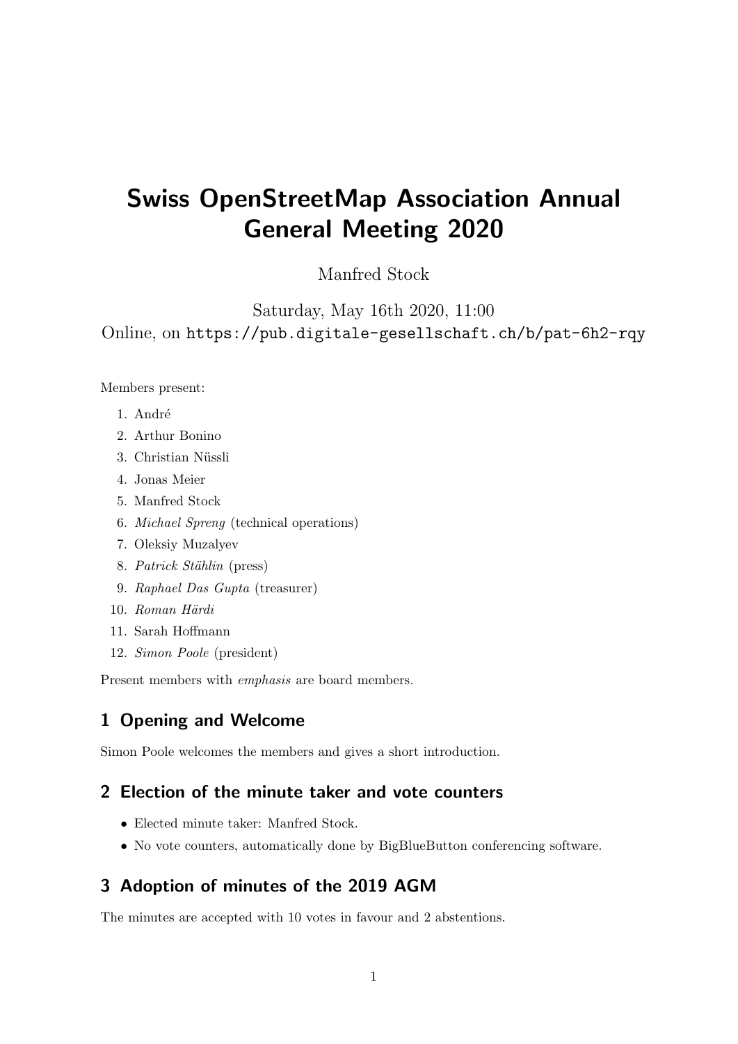# Swiss OpenStreetMap Association Annual General Meeting 2020

Manfred Stock

Saturday, May 16th 2020, 11:00

Online, on `https://pub.digitale-gesellschaft.ch/b/pat-6h2-rqy`

Members present:

1. André
2. Arthur Bonino
3. Christian Nüssli
4. Jonas Meier
5. Manfred Stock
6. *Michael Spreng* (technical operations)
7. Oleksiy Muzalyev
8. *Patrick Stählin* (press)
9. *Raphael Das Gupta* (treasurer)
10. *Roman Härdi*
11. Sarah Hoffmann
12. *Simon Poole* (president)

Present members with *emphasis* are board members.

## 1 Opening and Welcome

Simon Poole welcomes the members and gives a short introduction.

## 2 Election of the minute taker and vote counters

- Elected minute taker: Manfred Stock.
- No vote counters, automatically done by BigBlueButton conferencing software.

## 3 Adoption of minutes of the 2019 AGM

The minutes are accepted with 10 votes in favour and 2 abstentions.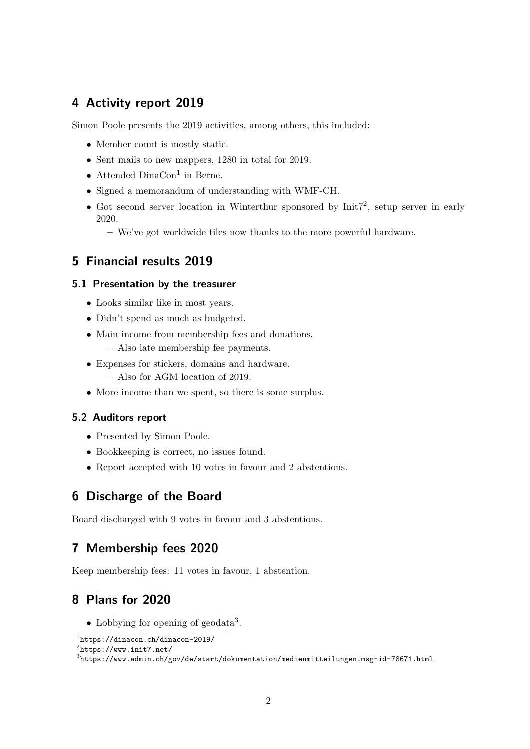## 4 Activity report 2019

Simon Poole presents the 2019 activities, among others, this included:

- Member count is mostly static.
- Sent mails to new mappers, 1280 in total for 2019.
- Attended DinaCon[1] in Berne.
- Signed a memorandum of understanding with WMF-CH.
- Got second server location in Winterthur sponsored by Init7[2], setup server in early 2020.
  - We've got worldwide tiles now thanks to the more powerful hardware.

## 5 Financial results 2019

### 5.1 Presentation by the treasurer

- Looks similar like in most years.
- Didn't spend as much as budgeted.
- Main income from membership fees and donations.
  - Also late membership fee payments.
- Expenses for stickers, domains and hardware.
  - Also for AGM location of 2019.
- More income than we spent, so there is some surplus.

### 5.2 Auditors report

- Presented by Simon Poole.
- Bookkeeping is correct, no issues found.
- Report accepted with 10 votes in favour and 2 abstentions.

## 6 Discharge of the Board

Board discharged with 9 votes in favour and 3 abstentions.

## 7 Membership fees 2020

Keep membership fees: 11 votes in favour, 1 abstention.

## 8 Plans for 2020

- Lobbying for opening of geodata[3].

[1] `https://dinacon.ch/dinacon-2019/`

[2] `https://www.init7.net/`

[3] `https://www.admin.ch/gov/de/start/dokumentation/medienmitteilungen.msg-id-78671.html`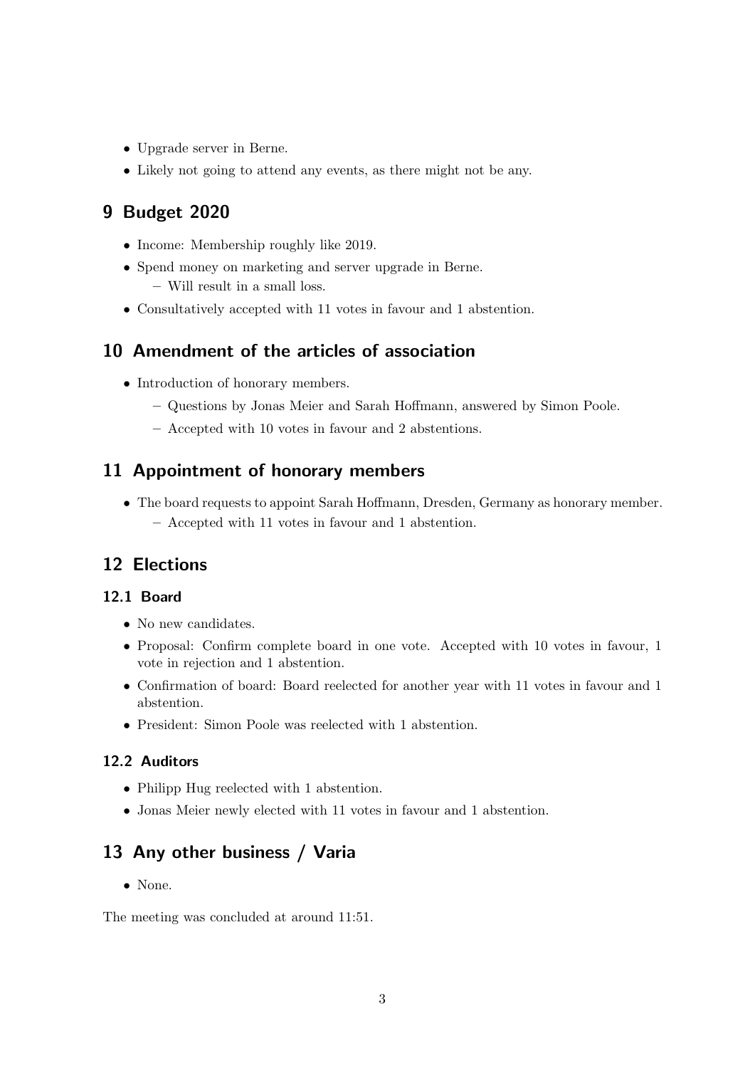- Upgrade server in Berne.
- Likely not going to attend any events, as there might not be any.

## 9 Budget 2020

- Income: Membership roughly like 2019.
- Spend money on marketing and server upgrade in Berne.
  - Will result in a small loss.
- Consultatively accepted with 11 votes in favour and 1 abstention.

## 10 Amendment of the articles of association

- Introduction of honorary members.
  - Questions by Jonas Meier and Sarah Hoffmann, answered by Simon Poole.
  - Accepted with 10 votes in favour and 2 abstentions.

## 11 Appointment of honorary members

- The board requests to appoint Sarah Hoffmann, Dresden, Germany as honorary member.
  - Accepted with 11 votes in favour and 1 abstention.

## 12 Elections

### 12.1 Board

- No new candidates.
- Proposal: Confirm complete board in one vote. Accepted with 10 votes in favour, 1 vote in rejection and 1 abstention.
- Confirmation of board: Board reelected for another year with 11 votes in favour and 1 abstention.
- President: Simon Poole was reelected with 1 abstention.

### 12.2 Auditors

- Philipp Hug reelected with 1 abstention.
- Jonas Meier newly elected with 11 votes in favour and 1 abstention.

## 13 Any other business / Varia

- None.

The meeting was concluded at around 11:51.